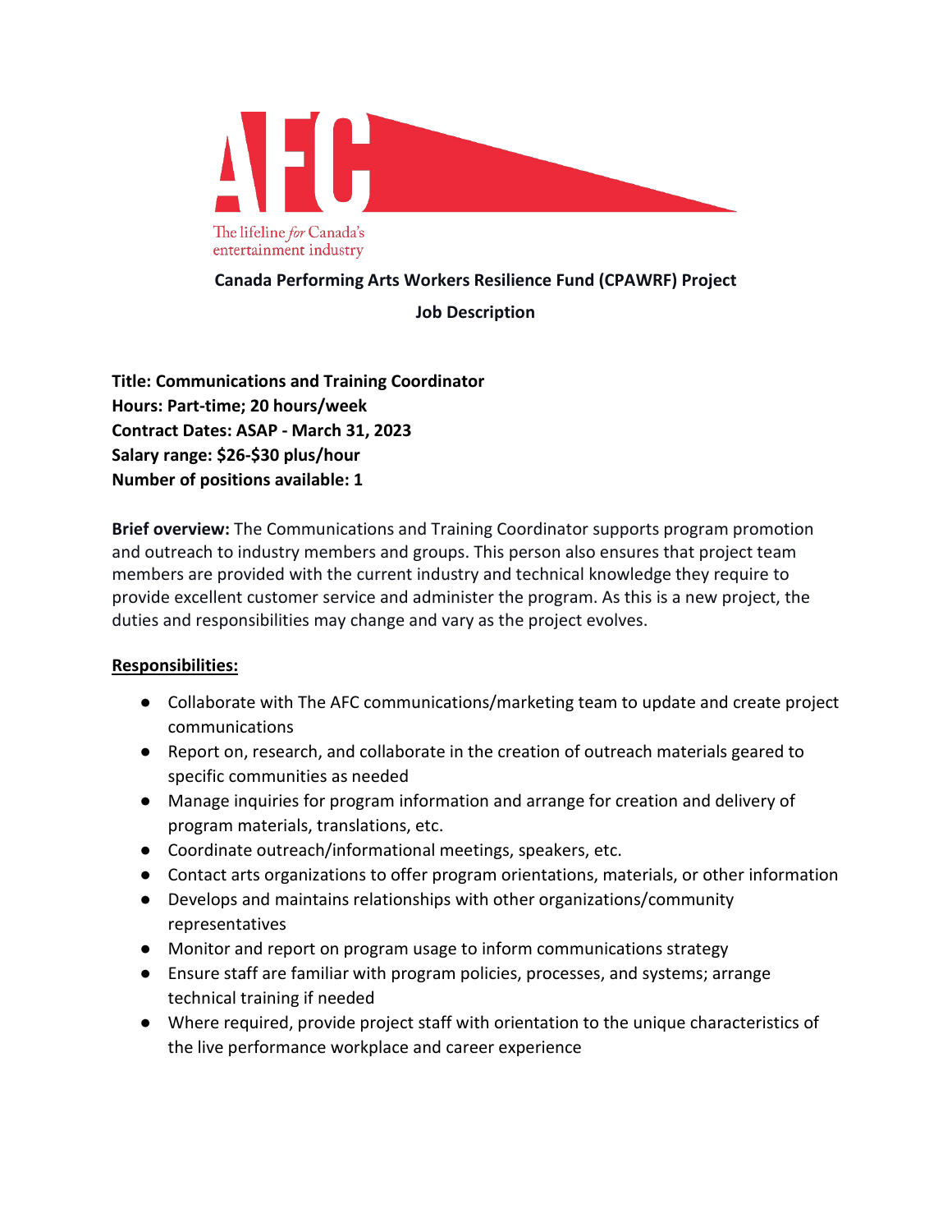AFC

The lifeline *for* Canada's entertainment industry

**Canada Performing Arts Workers Resilience Fund (CPAWRF) Project**

**Job Description**

**Title: Communications and Training Coordinator**
**Hours: Part-time; 20 hours/week**
**Contract Dates: ASAP - March 31, 2023**
**Salary range: $26-$30 plus/hour**
**Number of positions available: 1**

**Brief overview:** The Communications and Training Coordinator supports program promotion and outreach to industry members and groups. This person also ensures that project team members are provided with the current industry and technical knowledge they require to provide excellent customer service and administer the program. As this is a new project, the duties and responsibilities may change and vary as the project evolves.

## Responsibilities:

- Collaborate with The AFC communications/marketing team to update and create project communications
- Report on, research, and collaborate in the creation of outreach materials geared to specific communities as needed
- Manage inquiries for program information and arrange for creation and delivery of program materials, translations, etc.
- Coordinate outreach/informational meetings, speakers, etc.
- Contact arts organizations to offer program orientations, materials, or other information
- Develops and maintains relationships with other organizations/community representatives
- Monitor and report on program usage to inform communications strategy
- Ensure staff are familiar with program policies, processes, and systems; arrange technical training if needed
- Where required, provide project staff with orientation to the unique characteristics of the live performance workplace and career experience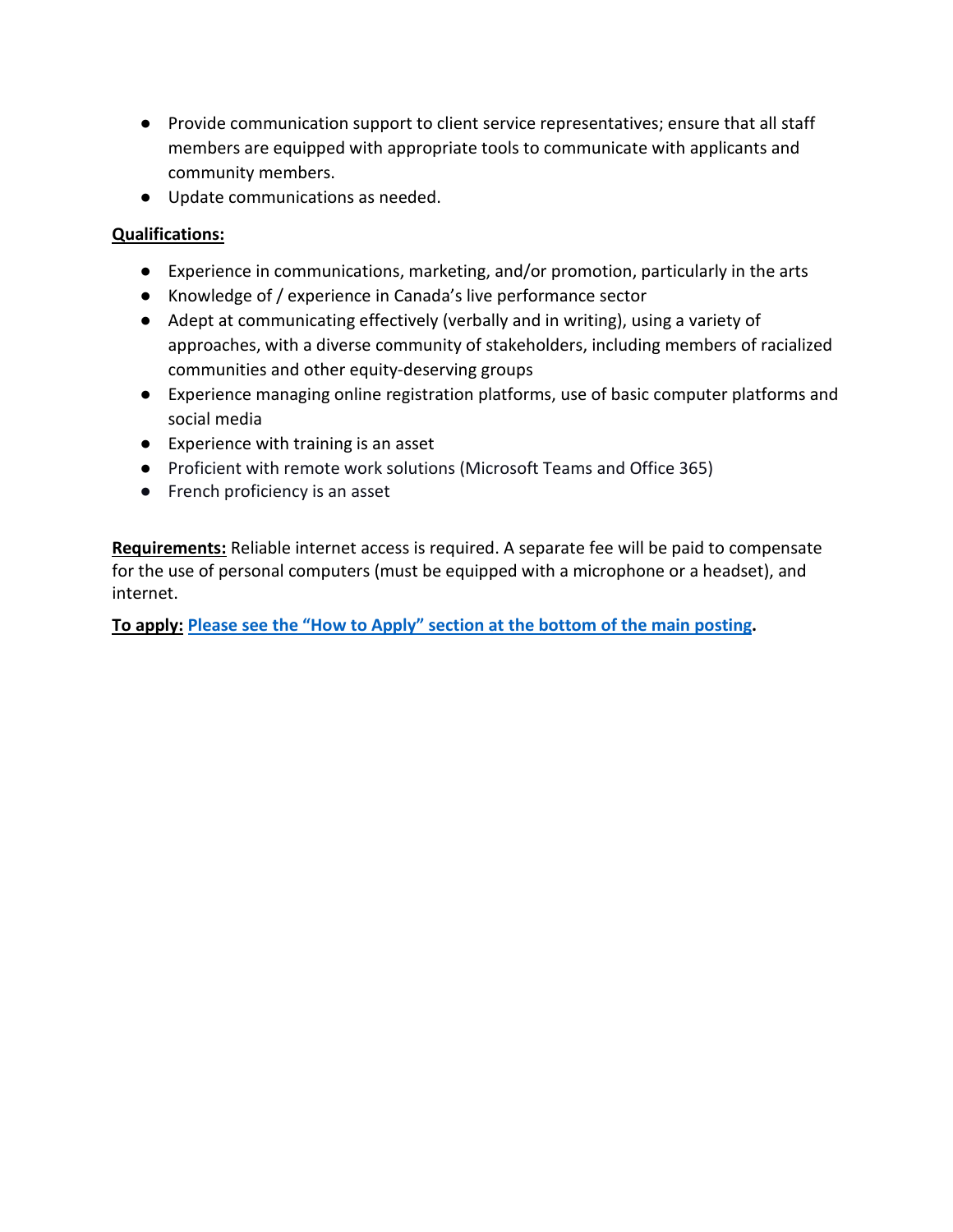- Provide communication support to client service representatives; ensure that all staff members are equipped with appropriate tools to communicate with applicants and community members.
- Update communications as needed.

**Qualifications:**

- Experience in communications, marketing, and/or promotion, particularly in the arts
- Knowledge of / experience in Canada's live performance sector
- Adept at communicating effectively (verbally and in writing), using a variety of approaches, with a diverse community of stakeholders, including members of racialized communities and other equity-deserving groups
- Experience managing online registration platforms, use of basic computer platforms and social media
- Experience with training is an asset
- Proficient with remote work solutions (Microsoft Teams and Office 365)
- French proficiency is an asset

**Requirements:** Reliable internet access is required. A separate fee will be paid to compensate for the use of personal computers (must be equipped with a microphone or a headset), and internet.

**To apply:** **Please see the "How to Apply" section at the bottom of the main posting.**